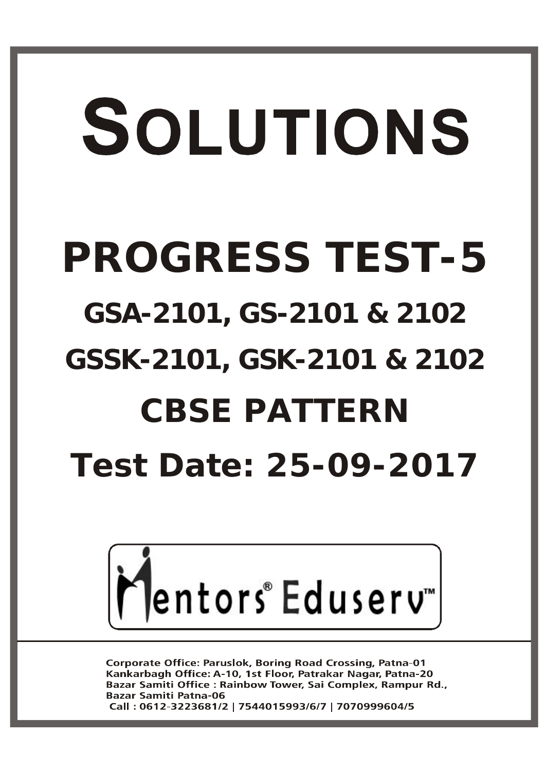# SOLUTIONS

# PROGRESS TEST-5

## GSA-2101, GS-2101 & 2102

## GSSK-2101, GSK-2101 & 2102

## CBSE PATTERN

## Test Date: 25-09-2017

Mentors® Eduserv™

Corporate Office: Paruslok, Boring Road Crossing, Patna-01
Kankarbagh Office: A-10, 1st Floor, Patrakar Nagar, Patna-20
Bazar Samiti Office : Rainbow Tower, Sai Complex, Rampur Rd., Bazar Samiti Patna-06
Call : 0612-3223681/2 | 7544015993/6/7 | 7070999604/5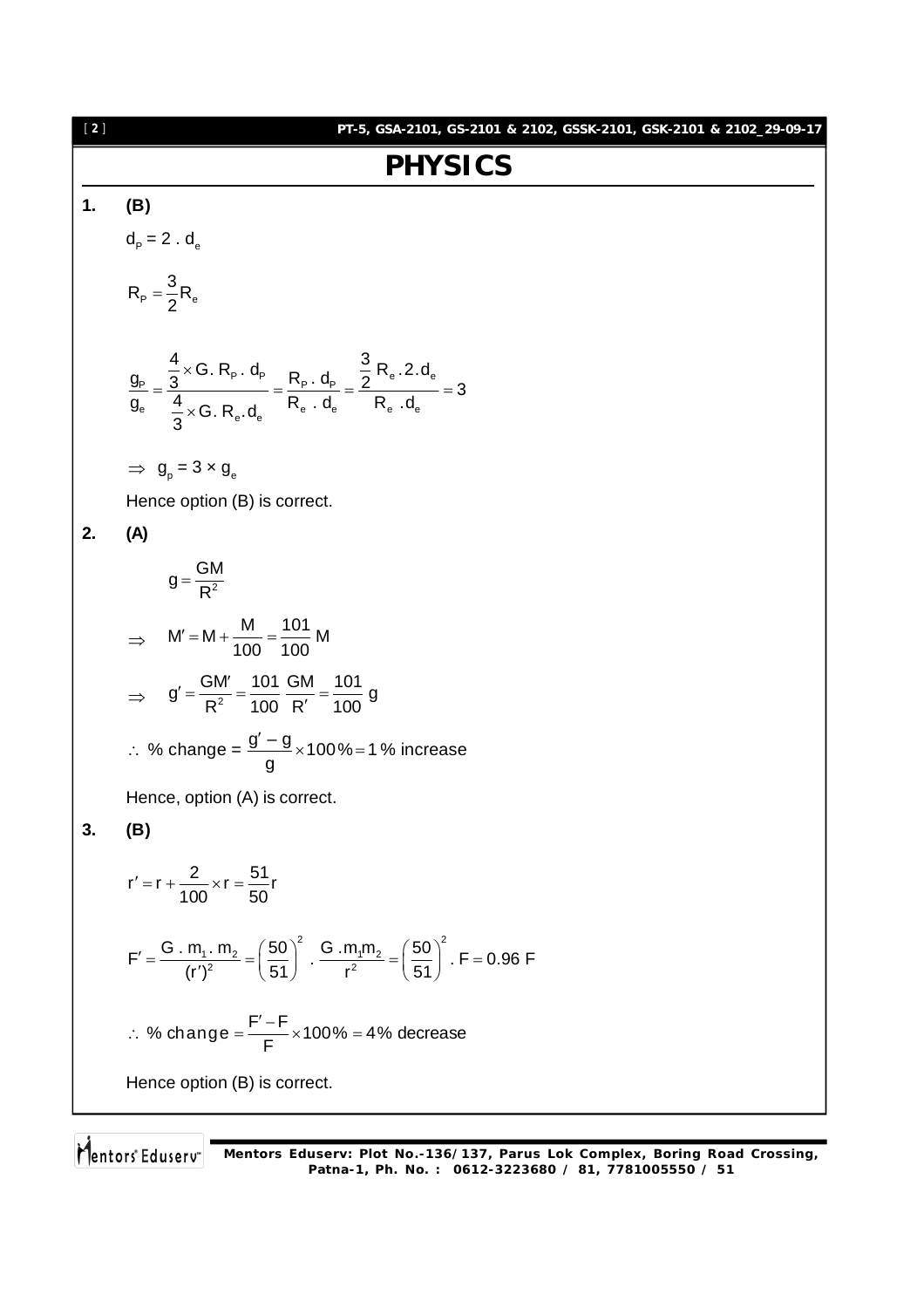# PHYSICS

**1. (B)**

$d_P = 2 . d_e$

$$R_P = \frac{3}{2}R_e$$

$$\frac{g_P}{g_e} = \frac{\frac{4}{3}\times G.\, R_P\,.\, d_P}{\frac{4}{3}\times G.\, R_e.d_e} = \frac{R_P\,.\, d_P}{R_e\,.\, d_e} = \frac{\frac{3}{2}\, R_e\,.2.d_e}{R_e\,.d_e} = 3$$

$\Rightarrow\ g_p = 3 \times g_e$

Hence option (B) is correct.

**2. (A)**

$$g = \frac{GM}{R^2}$$

$$\Rightarrow\quad M' = M + \frac{M}{100} = \frac{101}{100}\,M$$

$$\Rightarrow\quad g' = \frac{GM'}{R^2} = \frac{101}{100}\,\frac{GM}{R'} = \frac{101}{100}\,g$$

$\therefore$ % change = $\dfrac{g' - g}{g}\times 100\% = 1\%$ increase

Hence, option (A) is correct.

**3. (B)**

$$r' = r + \frac{2}{100}\times r = \frac{51}{50}r$$

$$F' = \frac{G\,.\,m_1\,.\,m_2}{(r')^2} = \left(\frac{50}{51}\right)^2\,.\,\frac{G\,.m_1m_2}{r^2} = \left(\frac{50}{51}\right)^2.\,F = 0.96\;F$$

$$\therefore\ \%\ \text{change} = \frac{F' - F}{F}\times 100\% = 4\%\ \text{decrease}$$

Hence option (B) is correct.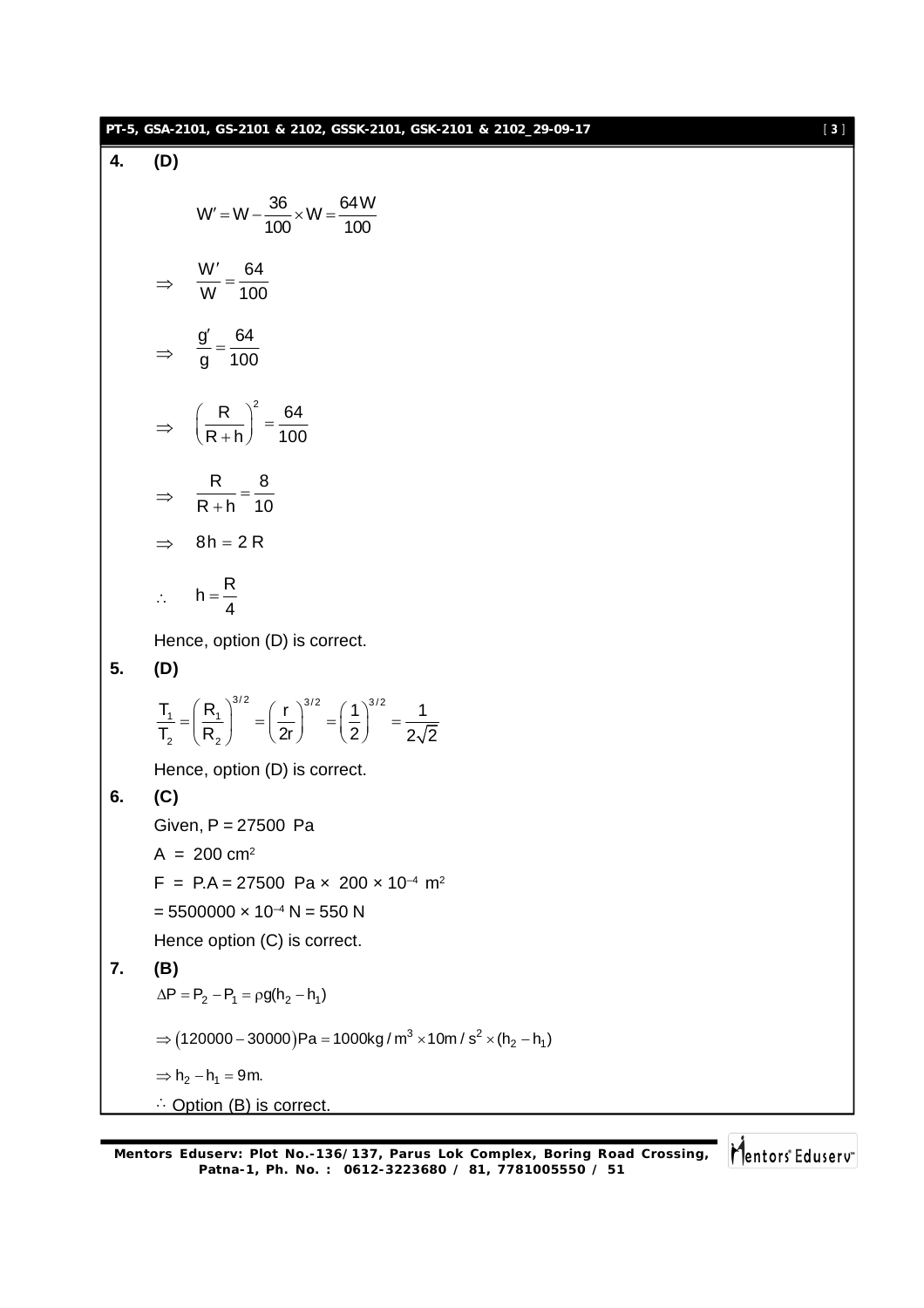**4.** **(D)**

$$W' = W - \frac{36}{100} \times W = \frac{64W}{100}$$

$$\Rightarrow \quad \frac{W'}{W} = \frac{64}{100}$$

$$\Rightarrow \quad \frac{g'}{g} = \frac{64}{100}$$

$$\Rightarrow \quad \left(\frac{R}{R+h}\right)^2 = \frac{64}{100}$$

$$\Rightarrow \quad \frac{R}{R+h} = \frac{8}{10}$$

$$\Rightarrow \quad 8h = 2R$$

$$\therefore \quad h = \frac{R}{4}$$

Hence, option (D) is correct.

**5.** **(D)**

$$\frac{T_1}{T_2} = \left(\frac{R_1}{R_2}\right)^{3/2} = \left(\frac{r}{2r}\right)^{3/2} = \left(\frac{1}{2}\right)^{3/2} = \frac{1}{2\sqrt{2}}$$

Hence, option (D) is correct.

**6.** **(C)**

Given, P = 27500 Pa

A = 200 $cm^2$

F = P.A = 27500 Pa × 200 × $10^{-4}$ $m^2$

= 5500000 × $10^{-4}$ N = 550 N

Hence option (C) is correct.

**7.** **(B)**

$$\Delta P = P_2 - P_1 = \rho g(h_2 - h_1)$$

$$\Rightarrow (120000 - 30000)\text{Pa} = 1000\text{kg/m}^3 \times 10\text{m/s}^2 \times (h_2 - h_1)$$

$$\Rightarrow h_2 - h_1 = 9\text{m.}$$

$\therefore$ Option (B) is correct.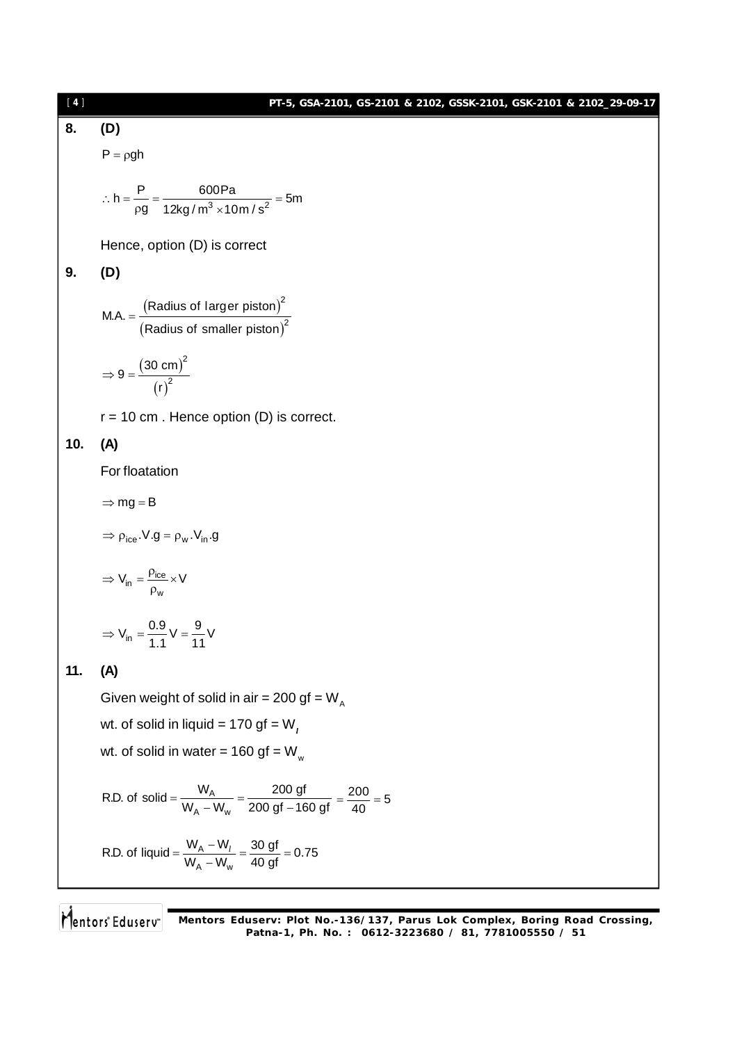**8. (D)**

$P = \rho g h$

$$\therefore h = \frac{P}{\rho g} = \frac{600\text{Pa}}{12\text{kg/m}^3 \times 10\text{m/s}^2} = 5\text{m}$$

Hence, option (D) is correct

**9. (D)**

$$\text{M.A.} = \frac{(\text{Radius of larger piston})^2}{(\text{Radius of smaller piston})^2}$$

$$\Rightarrow 9 = \frac{(30\text{ cm})^2}{(r)^2}$$

r = 10 cm . Hence option (D) is correct.

**10. (A)**

For floatation

$\Rightarrow mg = B$

$\Rightarrow \rho_{ice}.V.g = \rho_w.V_{in}.g$

$$\Rightarrow V_{in} = \frac{\rho_{ice}}{\rho_w} \times V$$

$$\Rightarrow V_{in} = \frac{0.9}{1.1}V = \frac{9}{11}V$$

**11. (A)**

Given weight of solid in air = 200 gf = $W_A$

wt. of solid in liquid = 170 gf = $W_l$

wt. of solid in water = 160 gf = $W_w$

$$\text{R.D. of solid} = \frac{W_A}{W_A - W_w} = \frac{200\text{ gf}}{200\text{ gf} - 160\text{ gf}} = \frac{200}{40} = 5$$

$$\text{R.D. of liquid} = \frac{W_A - W_l}{W_A - W_w} = \frac{30\text{ gf}}{40\text{ gf}} = 0.75$$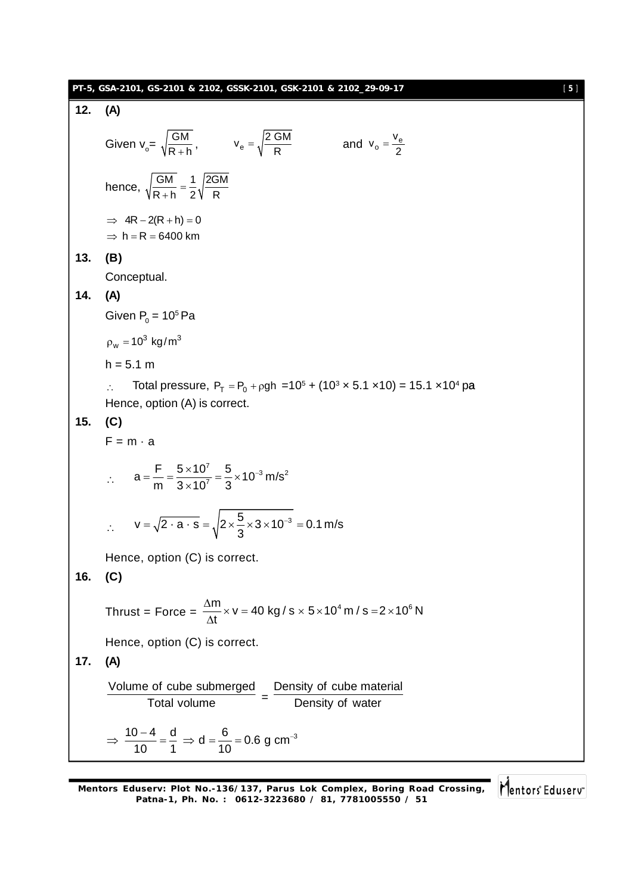**12. (A)**

Given $v_o = \sqrt{\frac{GM}{R+h}}$, $v_e = \sqrt{\frac{2\,GM}{R}}$ and $v_o = \frac{v_e}{2}$

hence, $\sqrt{\frac{GM}{R+h}} = \frac{1}{2}\sqrt{\frac{2GM}{R}}$

$\Rightarrow\ 4R - 2(R+h) = 0$

$\Rightarrow\ h = R = 6400\text{ km}$

**13. (B)**

Conceptual.

**14. (A)**

Given $P_0 = 10^5\,\text{Pa}$

$\rho_w = 10^3\ \text{kg/m}^3$

$h = 5.1\text{ m}$

$\therefore$ Total pressure, $P_T = P_0 + \rho g h = 10^5 + (10^3 \times 5.1 \times 10) = 15.1 \times 10^4$ pa

Hence, option (A) is correct.

**15. (C)**

$F = m \cdot a$

$$\therefore \quad a = \frac{F}{m} = \frac{5\times10^7}{3\times10^7} = \frac{5}{3}\times10^{-3}\,\text{m/s}^2$$

$$\therefore \quad v = \sqrt{2\cdot a\cdot s} = \sqrt{2\times\frac{5}{3}\times3\times10^{-3}} = 0.1\,\text{m/s}$$

Hence, option (C) is correct.

**16. (C)**

$$\text{Thrust} = \text{Force} = \frac{\Delta m}{\Delta t}\times v = 40\ \text{kg/s}\times 5\times10^4\ \text{m/s} = 2\times10^6\,\text{N}$$

Hence, option (C) is correct.

**17. (A)**

$$\frac{\text{Volume of cube submerged}}{\text{Total volume}} = \frac{\text{Density of cube material}}{\text{Density of water}}$$

$$\Rightarrow\ \frac{10-4}{10} = \frac{d}{1} \ \Rightarrow d = \frac{6}{10} = 0.6\ \text{g cm}^{-3}$$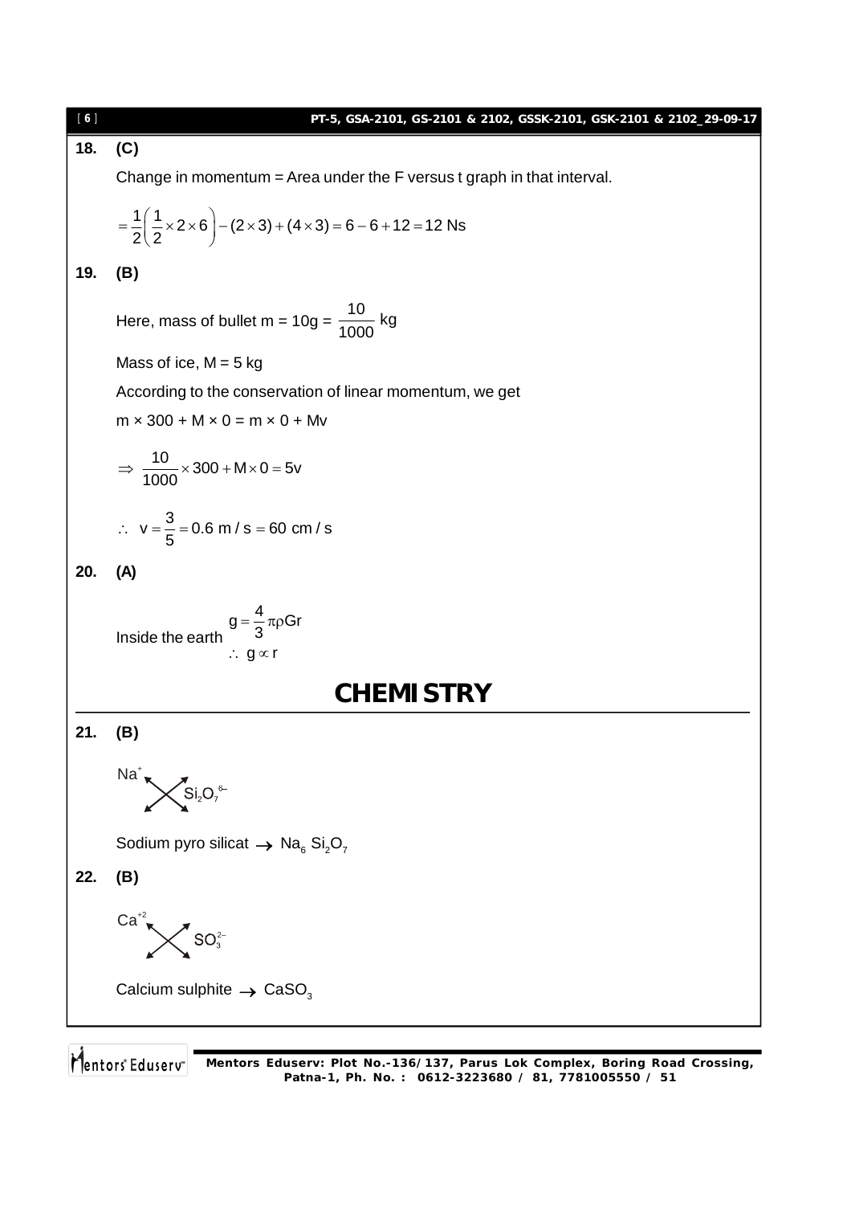**18. (C)**

Change in momentum = Area under the F versus t graph in that interval.

$$= \frac{1}{2}\left(\frac{1}{2} \times 2 \times 6\right) - (2 \times 3) + (4 \times 3) = 6 - 6 + 12 = 12 \text{ Ns}$$

**19. (B)**

Here, mass of bullet m = 10g = $\frac{10}{1000}$ kg

Mass of ice, M = 5 kg

According to the conservation of linear momentum, we get

$m \times 300 + M \times 0 = m \times 0 + Mv$

$$\Rightarrow \frac{10}{1000} \times 300 + M \times 0 = 5v$$

$$\therefore \ v = \frac{3}{5} = 0.6 \text{ m/s} = 60 \text{ cm/s}$$

**20. (A)**

Inside the earth $g = \frac{4}{3}\pi\rho G r$

$\therefore \ g \propto r$

## CHEMISTRY

**21. (B)**

$Na^{+}$ ✕ $Si_2O_7^{6-}$

Sodium pyro silicat $\rightarrow$ $Na_6Si_2O_7$

**22. (B)**

$Ca^{+2}$ ✕ $SO_3^{2-}$

Calcium sulphite $\rightarrow$ $CaSO_3$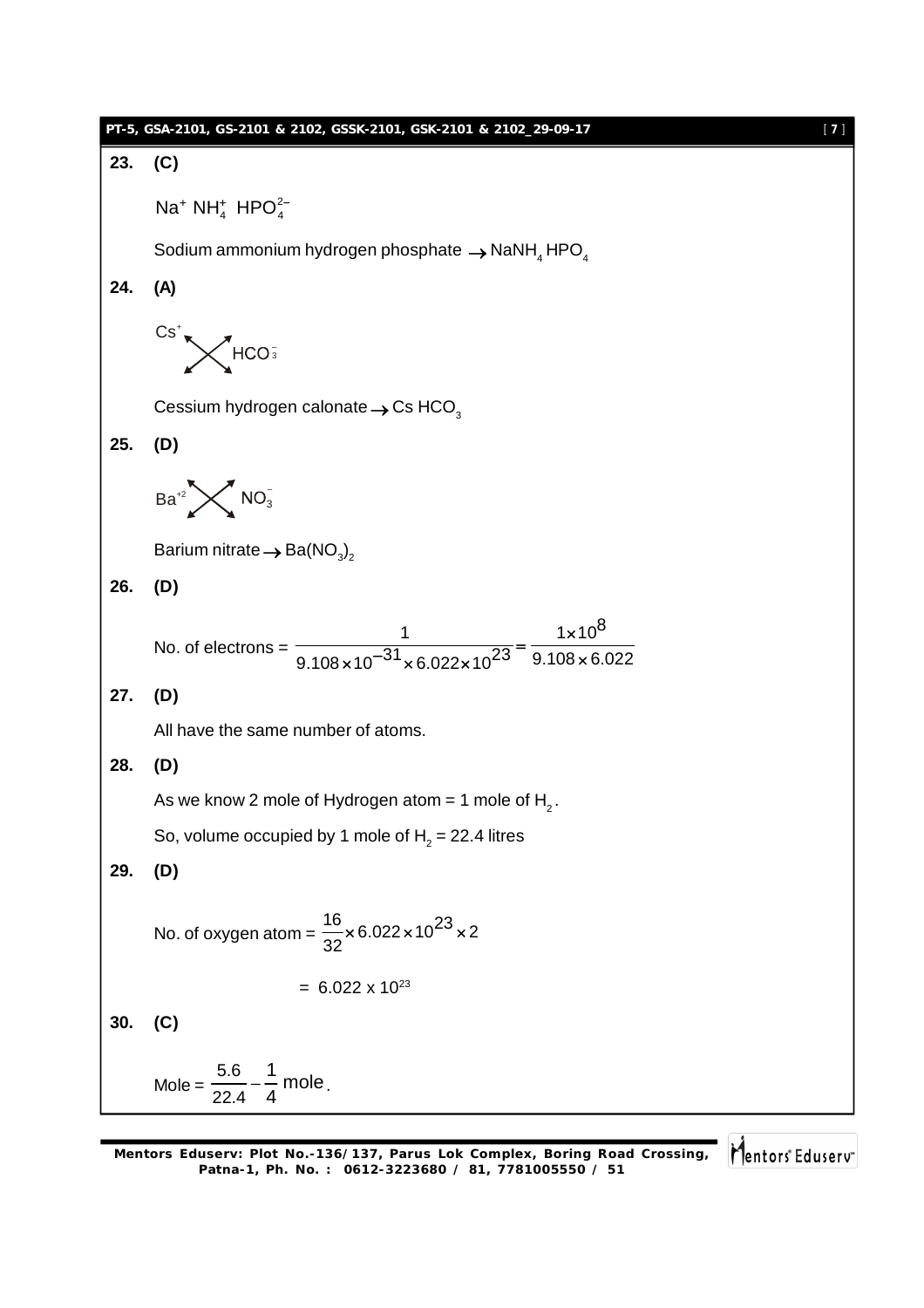**23. (C)**

$Na^{+}$ $NH_4^{+}$ $HPO_4^{2-}$

Sodium ammonium hydrogen phosphate $\rightarrow NaNH_4HPO_4$

**24. (A)**

$Cs^{+}$ $HCO_3^{-}$

Cessium hydrogen calonate $\rightarrow$ Cs $HCO_3$

**25. (D)**

$Ba^{+2}$ $NO_3^{-}$

Barium nitrate $\rightarrow Ba(NO_3)_2$

**26. (D)**

No. of electrons = $\dfrac{1}{9.108\times10^{-31}\times6.022\times10^{23}} = \dfrac{1\times10^{8}}{9.108\times6.022}$

**27. (D)**

All have the same number of atoms.

**28. (D)**

As we know 2 mole of Hydrogen atom = 1 mole of $H_2$.

So, volume occupied by 1 mole of $H_2$ = 22.4 litres

**29. (D)**

No. of oxygen atom = $\dfrac{16}{32}\times6.022\times10^{23}\times2$

$= 6.022 \times 10^{23}$

**30. (C)**

Mole = $\dfrac{5.6}{22.4} - \dfrac{1}{4}$ mole.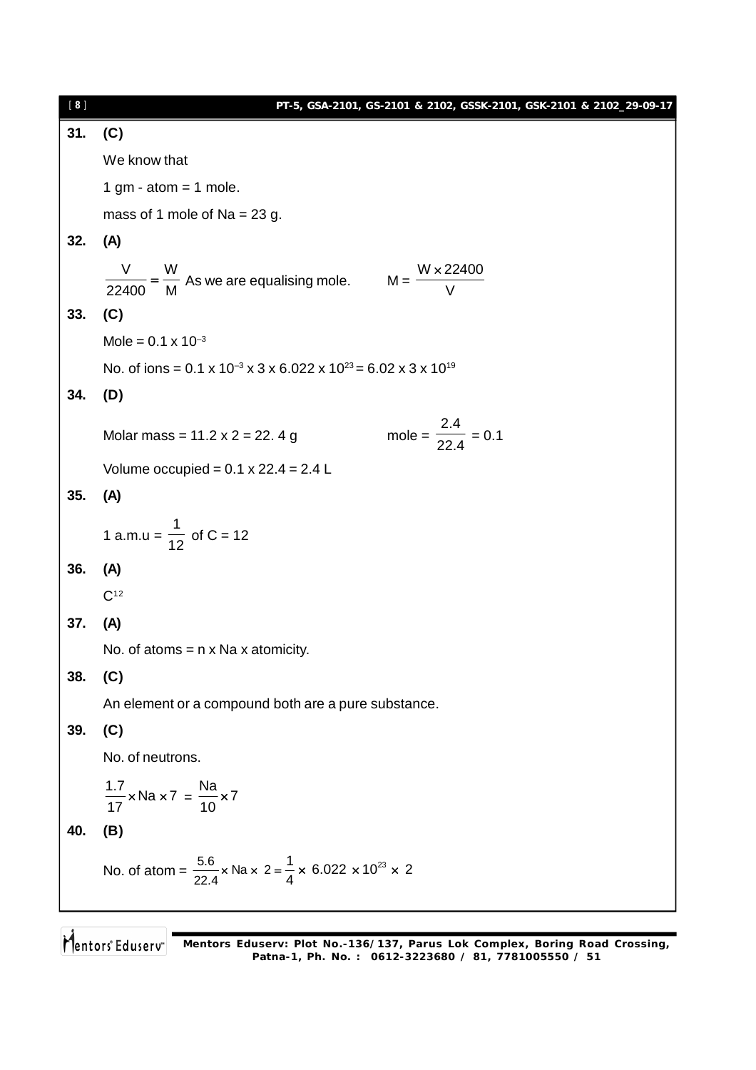**31. (C)**

We know that

1 gm - atom = 1 mole.

mass of 1 mole of Na = 23 g.

**32. (A)**

$\frac{V}{22400} = \frac{W}{M}$ As we are equalising mole. $M = \frac{W \times 22400}{V}$

**33. (C)**

Mole = $0.1 \times 10^{-3}$

No. of ions = $0.1 \times 10^{-3} \times 3 \times 6.022 \times 10^{23} = 6.02 \times 3 \times 10^{19}$

**34. (D)**

Molar mass = $11.2 \times 2 = 22.4$ g mole = $\frac{2.4}{22.4} = 0.1$

Volume occupied = $0.1 \times 22.4 = 2.4$ L

**35. (A)**

1 a.m.u = $\frac{1}{12}$ of C = 12

**36. (A)**

$C^{12}$

**37. (A)**

No. of atoms = n x Na x atomicity.

**38. (C)**

An element or a compound both are a pure substance.

**39. (C)**

No. of neutrons.

$\frac{1.7}{17} \times Na \times 7 = \frac{Na}{10} \times 7$

**40. (B)**

No. of atom = $\frac{5.6}{22.4} \times Na \times 2 = \frac{1}{4} \times 6.022 \times 10^{23} \times 2$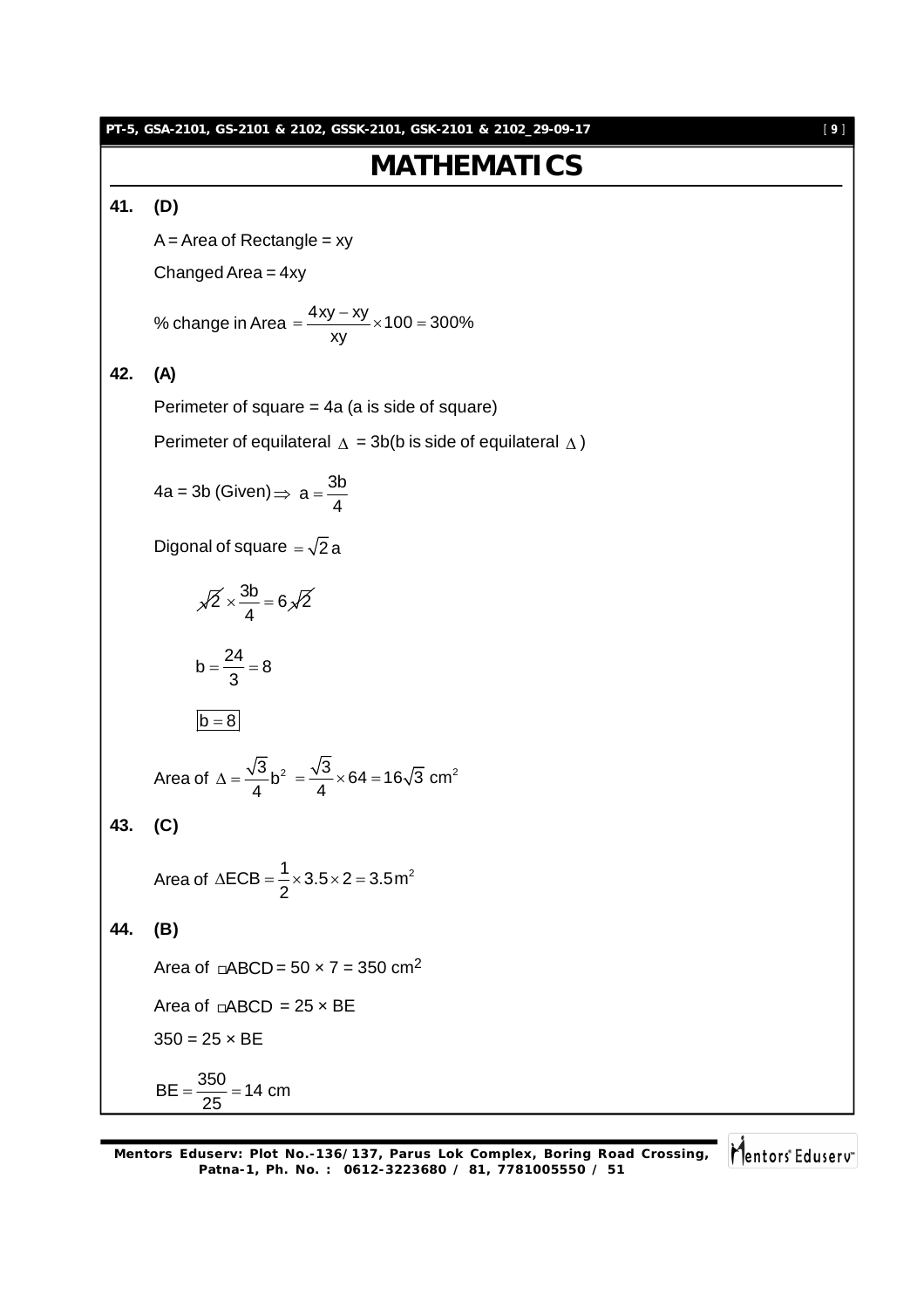# MATHEMATICS

**41. (D)**

A = Area of Rectangle = xy

Changed Area = 4xy

% change in Area $= \frac{4xy - xy}{xy} \times 100 = 300\%$

**42. (A)**

Perimeter of square = 4a (a is side of square)

Perimeter of equilateral $\Delta$ = 3b(b is side of equilateral $\Delta$)

4a = 3b (Given) $\Rightarrow a = \frac{3b}{4}$

Digonal of square $= \sqrt{2}\,a$

$$\sqrt{2} \times \frac{3b}{4} = 6\sqrt{2}$$

$$b = \frac{24}{3} = 8$$

$$\boxed{b = 8}$$

Area of $\Delta = \frac{\sqrt{3}}{4}b^2 = \frac{\sqrt{3}}{4} \times 64 = 16\sqrt{3}$ cm$^2$

**43. (C)**

Area of $\Delta ECB = \frac{1}{2} \times 3.5 \times 2 = 3.5\text{m}^2$

**44. (B)**

Area of $\square$ABCD = 50 × 7 = 350 cm$^2$

Area of $\square$ABCD = 25 × BE

350 = 25 × BE

$BE = \frac{350}{25} = 14$ cm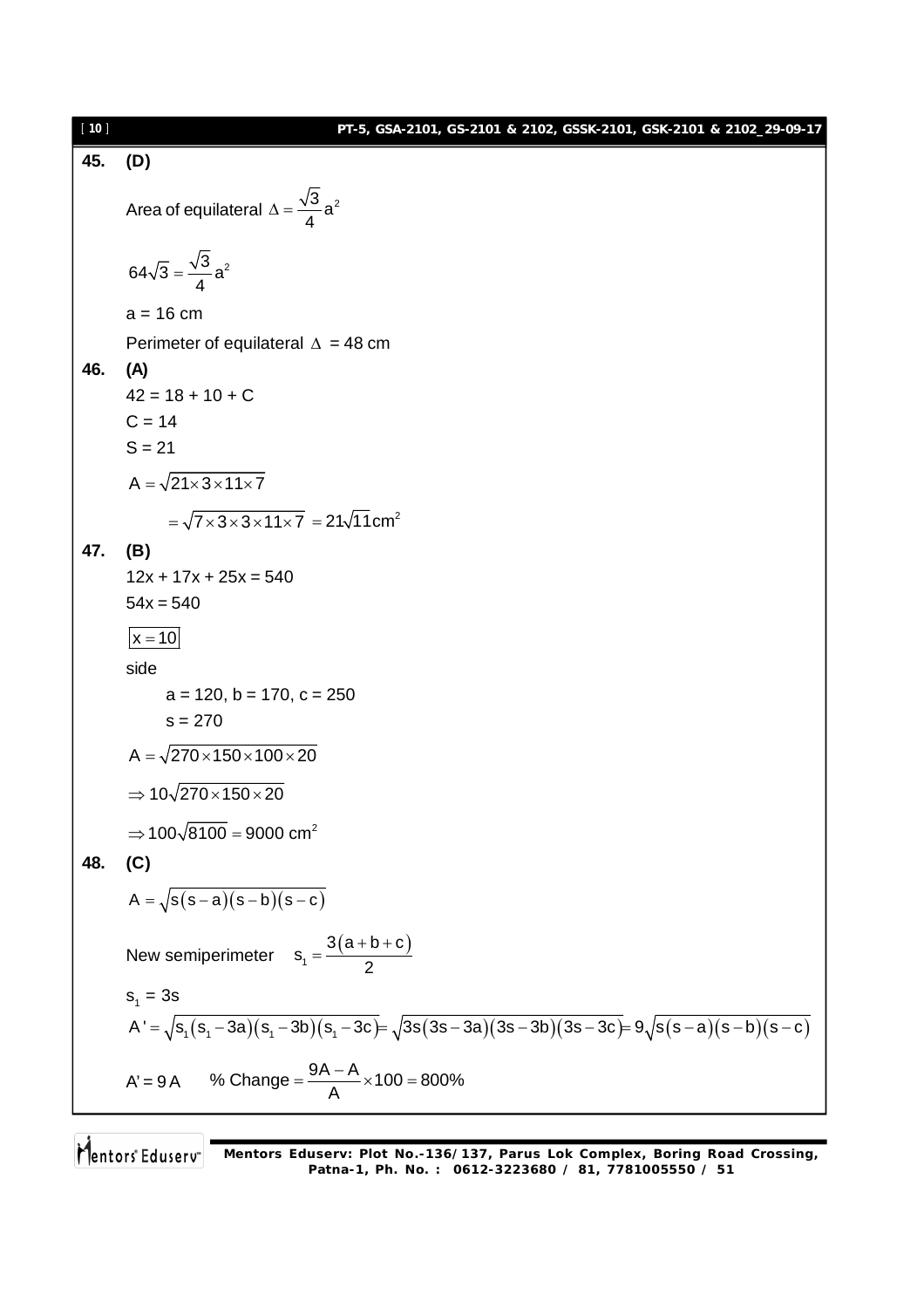**45. (D)**

Area of equilateral $\Delta = \frac{\sqrt{3}}{4}a^2$

$64\sqrt{3} = \frac{\sqrt{3}}{4}a^2$

a = 16 cm

Perimeter of equilateral $\Delta$ = 48 cm

**46. (A)**

42 = 18 + 10 + C

C = 14

S = 21

$A = \sqrt{21 \times 3 \times 11 \times 7}$

$= \sqrt{7 \times 3 \times 3 \times 11 \times 7} = 21\sqrt{11}\text{cm}^2$

**47. (B)**

12x + 17x + 25x = 540

54x = 540

$\boxed{x = 10}$

side

a = 120, b = 170, c = 250

s = 270

$A = \sqrt{270 \times 150 \times 100 \times 20}$

$\Rightarrow 10\sqrt{270 \times 150 \times 20}$

$\Rightarrow 100\sqrt{8100} = 9000 \text{ cm}^2$

**48. (C)**

$A = \sqrt{s(s-a)(s-b)(s-c)}$

New semiperimeter $\quad s_1 = \frac{3(a+b+c)}{2}$

$s_1 = 3s$

$A' = \sqrt{s_1(s_1 - 3a)(s_1 - 3b)(s_1 - 3c)} = \sqrt{3s(3s-3a)(3s-3b)(3s-3c)} = 9\sqrt{s(s-a)(s-b)(s-c)}$

A' = 9 A $\quad$ % Change $= \frac{9A - A}{A} \times 100 = 800\%$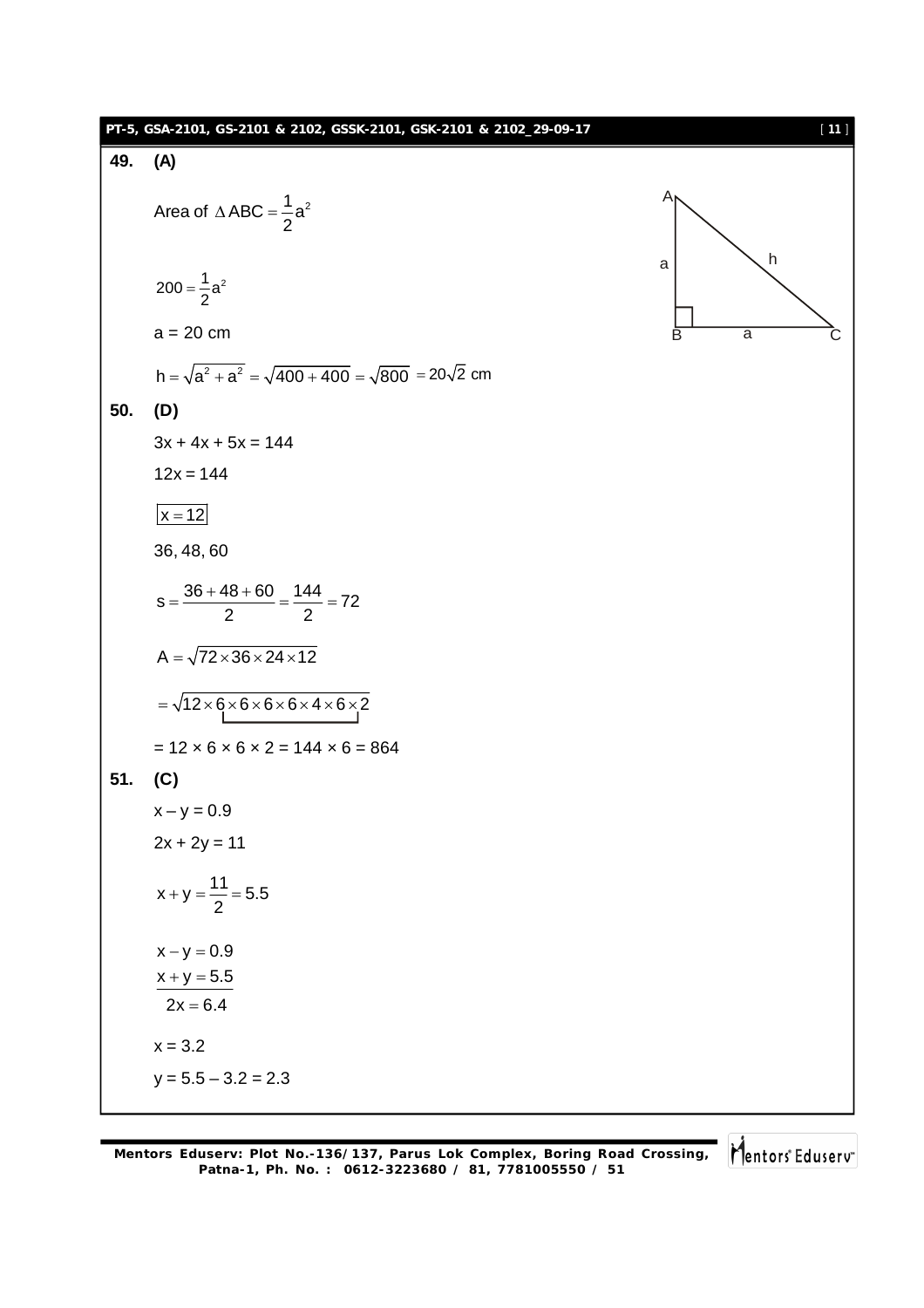**49. (A)**

Area of $\Delta ABC = \frac{1}{2}a^2$

$200 = \frac{1}{2}a^2$

a = 20 cm

$h = \sqrt{a^2 + a^2} = \sqrt{400 + 400} = \sqrt{800} = 20\sqrt{2}$ cm

**50. (D)**

$3x + 4x + 5x = 144$

$12x = 144$

$\boxed{x = 12}$

36, 48, 60

$s = \frac{36 + 48 + 60}{2} = \frac{144}{2} = 72$

$A = \sqrt{72 \times 36 \times 24 \times 12}$

$= \sqrt{12 \times \underline{6 \times 6 \times 6 \times 6 \times 4 \times 6 \times 2}}$

$= 12 \times 6 \times 6 \times 2 = 144 \times 6 = 864$

**51. (C)**

$x - y = 0.9$

$2x + 2y = 11$

$x + y = \frac{11}{2} = 5.5$

$$\begin{array}{r} x - y = 0.9 \\ x + y = 5.5 \\ \hline 2x = 6.4 \end{array}$$

$x = 3.2$

$y = 5.5 - 3.2 = 2.3$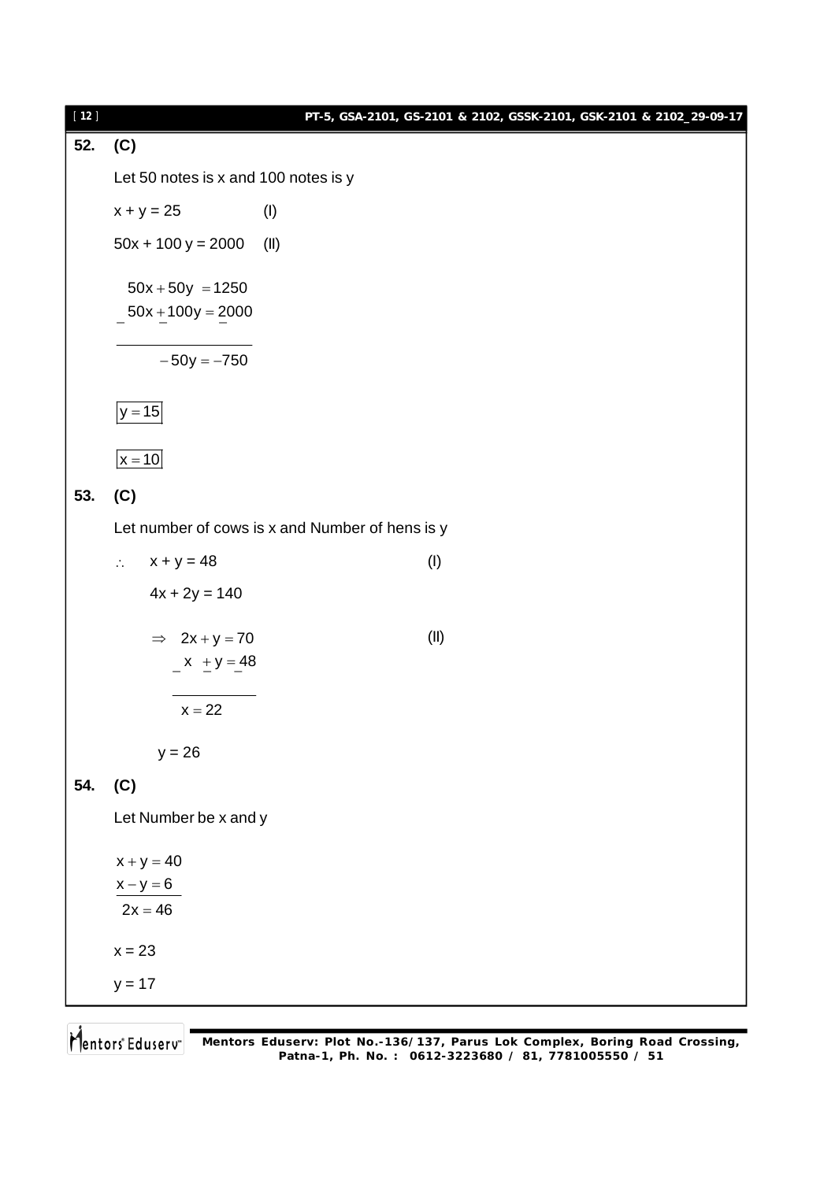**52. (C)**

Let 50 notes is x and 100 notes is y

$x + y = 25$ (I)

$50x + 100y = 2000$ (II)

$$\begin{array}{r} 50x + 50y = 1250 \\ -\;\; 50x + 100y = 2000 \\ \hline -50y = -750 \end{array}$$

$\boxed{y = 15}$

$\boxed{x = 10}$

**53. (C)**

Let number of cows is x and Number of hens is y

$\therefore \quad x + y = 48$ (I)

$4x + 2y = 140$

$\Rightarrow \quad 2x + y = 70$ (II)

$$\begin{array}{r} 2x + y = 70 \\ -\;\; x + y = 48 \\ \hline x = 22 \end{array}$$

$y = 26$

**54. (C)**

Let Number be x and y

$$\begin{array}{r} x + y = 40 \\ x - y = 6 \\ \hline 2x = 46 \end{array}$$

$x = 23$

$y = 17$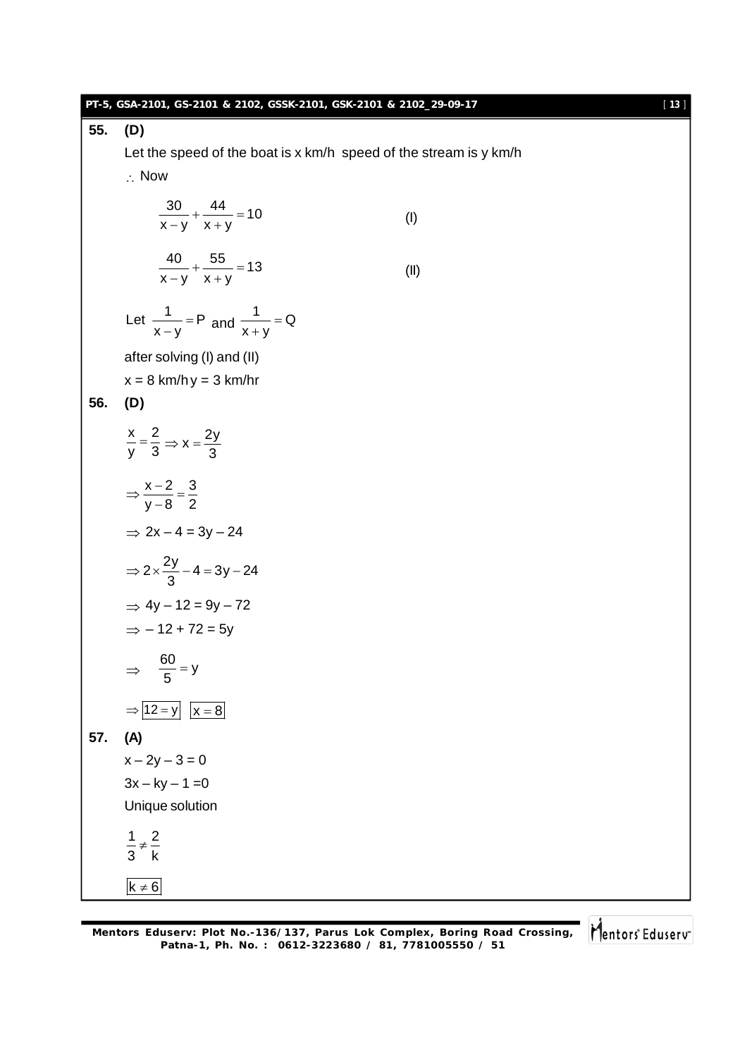**55. (D)**

Let the speed of the boat is x km/h speed of the stream is y km/h

$\therefore$ Now

$$\frac{30}{x-y} + \frac{44}{x+y} = 10 \qquad \text{(I)}$$

$$\frac{40}{x-y} + \frac{55}{x+y} = 13 \qquad \text{(II)}$$

Let $\frac{1}{x-y} = P$ and $\frac{1}{x+y} = Q$

after solving (I) and (II)

$x = 8$ km/h $y = 3$ km/hr

**56. (D)**

$$\frac{x}{y} = \frac{2}{3} \Rightarrow x = \frac{2y}{3}$$

$$\Rightarrow \frac{x-2}{y-8} = \frac{3}{2}$$

$$\Rightarrow 2x - 4 = 3y - 24$$

$$\Rightarrow 2 \times \frac{2y}{3} - 4 = 3y - 24$$

$$\Rightarrow 4y - 12 = 9y - 72$$

$$\Rightarrow -12 + 72 = 5y$$

$$\Rightarrow \quad \frac{60}{5} = y$$

$$\Rightarrow \boxed{12 = y} \quad \boxed{x = 8}$$

**57. (A)**

$x - 2y - 3 = 0$

$3x - ky - 1 = 0$

Unique solution

$$\frac{1}{3} \neq \frac{2}{k}$$

$$\boxed{k \neq 6}$$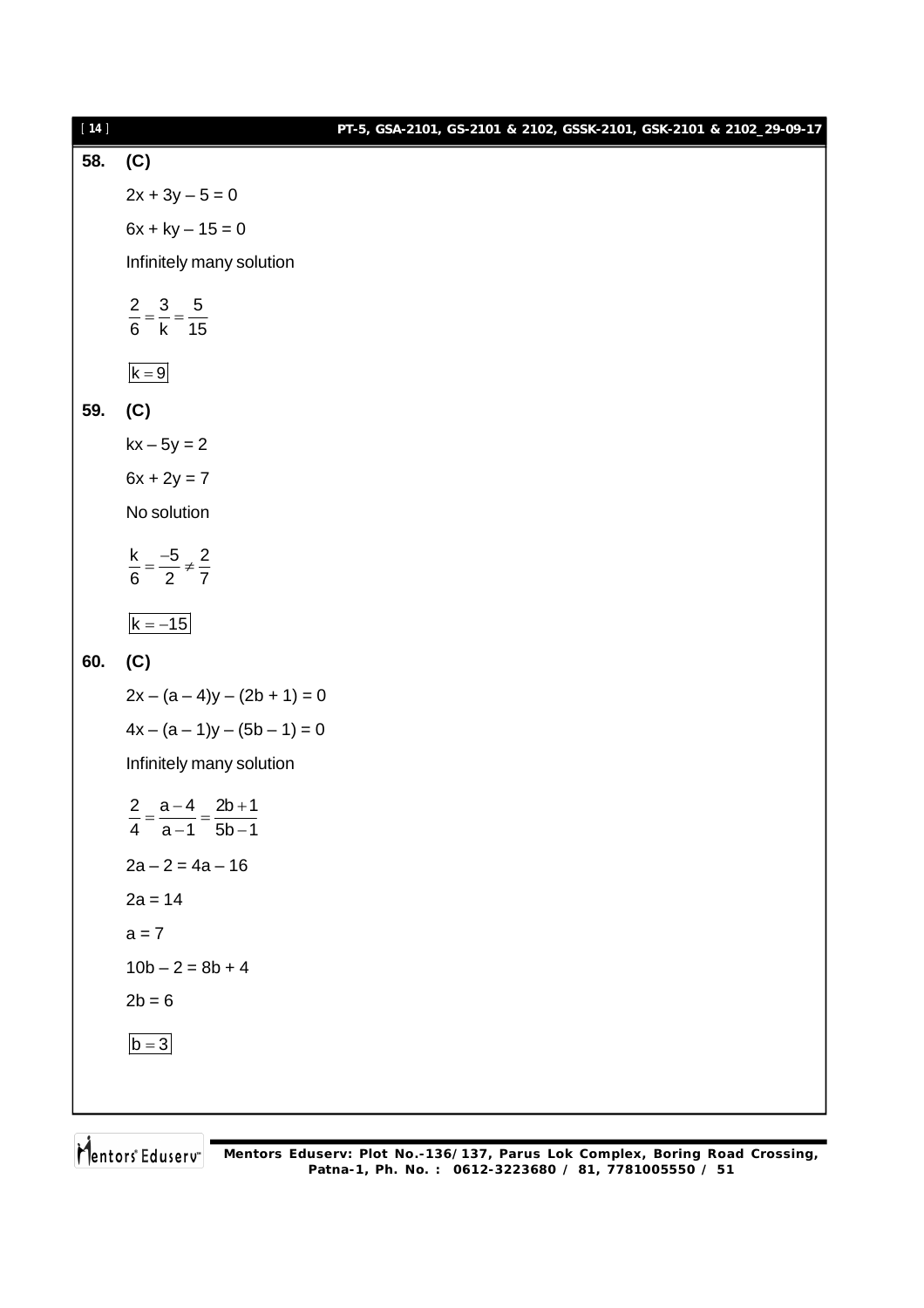**58. (C)**

$2x + 3y - 5 = 0$

$6x + ky - 15 = 0$

Infinitely many solution

$$\frac{2}{6} = \frac{3}{k} = \frac{5}{15}$$

$\boxed{k = 9}$

**59. (C)**

$kx - 5y = 2$

$6x + 2y = 7$

No solution

$$\frac{k}{6} = \frac{-5}{2} \neq \frac{2}{7}$$

$\boxed{k = -15}$

**60. (C)**

$2x - (a - 4)y - (2b + 1) = 0$

$4x - (a - 1)y - (5b - 1) = 0$

Infinitely many solution

$$\frac{2}{4} = \frac{a-4}{a-1} = \frac{2b+1}{5b-1}$$

$2a - 2 = 4a - 16$

$2a = 14$

$a = 7$

$10b - 2 = 8b + 4$

$2b = 6$

$\boxed{b = 3}$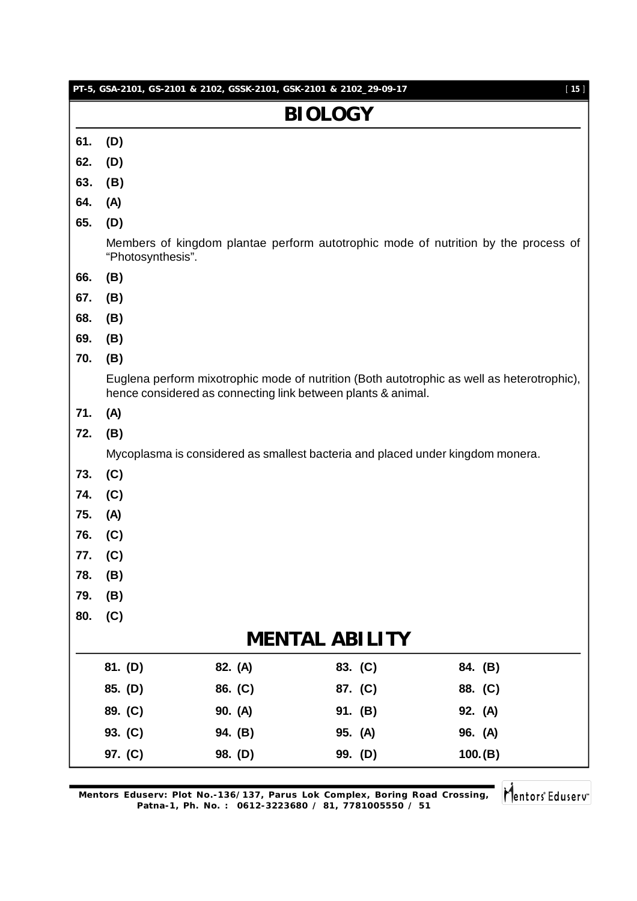# BIOLOGY

61. **(D)**

62. **(D)**

63. **(B)**

64. **(A)**

65. **(D)**

    Members of kingdom plantae perform autotrophic mode of nutrition by the process of "Photosynthesis".

66. **(B)**

67. **(B)**

68. **(B)**

69. **(B)**

70. **(B)**

    Euglena perform mixotrophic mode of nutrition (Both autotrophic as well as heterotrophic), hence considered as connecting link between plants & animal.

71. **(A)**

72. **(B)**

    Mycoplasma is considered as smallest bacteria and placed under kingdom monera.

73. **(C)**

74. **(C)**

75. **(A)**

76. **(C)**

77. **(C)**

78. **(B)**

79. **(B)**

80. **(C)**

# MENTAL ABILITY

| | | | |
|---|---|---|---|
| **81. (D)** | **82. (A)** | **83. (C)** | **84. (B)** |
| **85. (D)** | **86. (C)** | **87. (C)** | **88. (C)** |
| **89. (C)** | **90. (A)** | **91. (B)** | **92. (A)** |
| **93. (C)** | **94. (B)** | **95. (A)** | **96. (A)** |
| **97. (C)** | **98. (D)** | **99. (D)** | **100. (B)** |